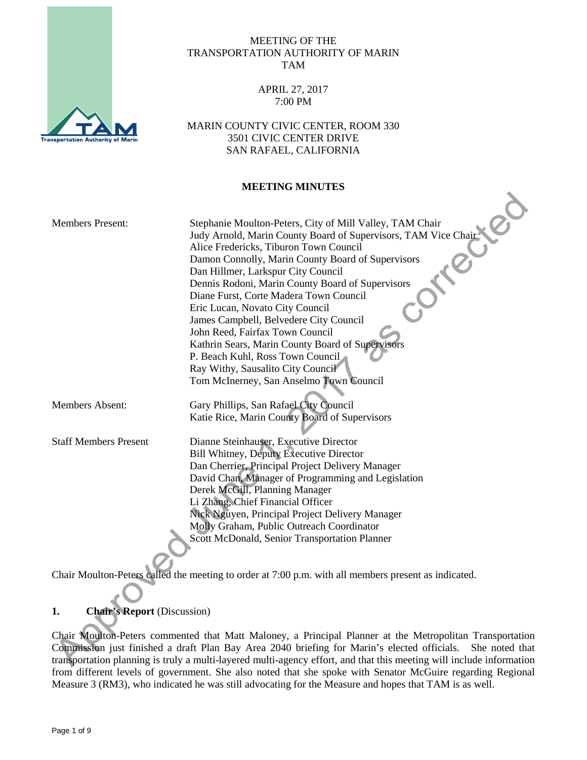MEETING OF THE
TRANSPORTATION AUTHORITY OF MARIN
TAM

APRIL 27, 2017
7:00 PM

MARIN COUNTY CIVIC CENTER, ROOM 330
3501 CIVIC CENTER DRIVE
SAN RAFAEL, CALIFORNIA

**MEETING MINUTES**

Approved June 1, 2017 as corrected

| | |
|---|---|
| Members Present: | Stephanie Moulton-Peters, City of Mill Valley, TAM Chair<br>Judy Arnold, Marin County Board of Supervisors, TAM Vice Chair<br>Alice Fredericks, Tiburon Town Council<br>Damon Connolly, Marin County Board of Supervisors<br>Dan Hillmer, Larkspur City Council<br>Dennis Rodoni, Marin County Board of Supervisors<br>Diane Furst, Corte Madera Town Council<br>Eric Lucan, Novato City Council<br>James Campbell, Belvedere City Council<br>John Reed, Fairfax Town Council<br>Kathrin Sears, Marin County Board of Supervisors<br>P. Beach Kuhl, Ross Town Council<br>Ray Withy, Sausalito City Council<br>Tom McInerney, San Anselmo Town Council |
| Members Absent: | Gary Phillips, San Rafael City Council<br>Katie Rice, Marin County Board of Supervisors |
| Staff Members Present | Dianne Steinhauser, Executive Director<br>Bill Whitney, Deputy Executive Director<br>Dan Cherrier, Principal Project Delivery Manager<br>David Chan, Manager of Programming and Legislation<br>Derek McGill, Planning Manager<br>Li Zhang, Chief Financial Officer<br>Nick Nguyen, Principal Project Delivery Manager<br>Molly Graham, Public Outreach Coordinator<br>Scott McDonald, Senior Transportation Planner |

Chair Moulton-Peters called the meeting to order at 7:00 p.m. with all members present as indicated.

## 1. **Chair's Report** (Discussion)

Chair Moulton-Peters commented that Matt Maloney, a Principal Planner at the Metropolitan Transportation Commission just finished a draft Plan Bay Area 2040 briefing for Marin's elected officials. She noted that transportation planning is truly a multi-layered multi-agency effort, and that this meeting will include information from different levels of government. She also noted that she spoke with Senator McGuire regarding Regional Measure 3 (RM3), who indicated he was still advocating for the Measure and hopes that TAM is as well.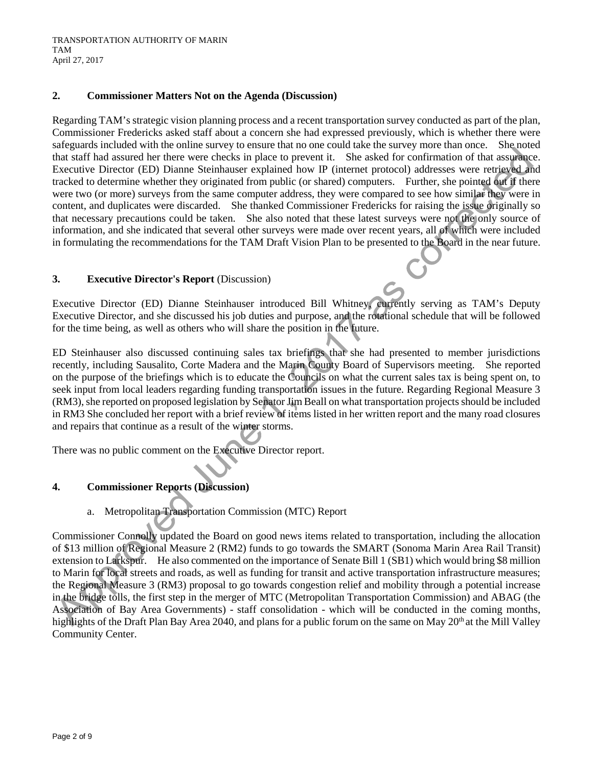## 2. Commissioner Matters Not on the Agenda (Discussion)

Regarding TAM's strategic vision planning process and a recent transportation survey conducted as part of the plan, Commissioner Fredericks asked staff about a concern she had expressed previously, which is whether there were safeguards included with the online survey to ensure that no one could take the survey more than once. She noted that staff had assured her there were checks in place to prevent it. She asked for confirmation of that assurance. Executive Director (ED) Dianne Steinhauser explained how IP (internet protocol) addresses were retrieved and tracked to determine whether they originated from public (or shared) computers. Further, she pointed out if there were two (or more) surveys from the same computer address, they were compared to see how similar they were in content, and duplicates were discarded. She thanked Commissioner Fredericks for raising the issue originally so that necessary precautions could be taken. She also noted that these latest surveys were not the only source of information, and she indicated that several other surveys were made over recent years, all of which were included in formulating the recommendations for the TAM Draft Vision Plan to be presented to the Board in the near future.

## 3. Executive Director's Report (Discussion)

Executive Director (ED) Dianne Steinhauser introduced Bill Whitney, currently serving as TAM's Deputy Executive Director, and she discussed his job duties and purpose, and the rotational schedule that will be followed for the time being, as well as others who will share the position in the future.

ED Steinhauser also discussed continuing sales tax briefings that she had presented to member jurisdictions recently, including Sausalito, Corte Madera and the Marin County Board of Supervisors meeting. She reported on the purpose of the briefings which is to educate the Councils on what the current sales tax is being spent on, to seek input from local leaders regarding funding transportation issues in the future. Regarding Regional Measure 3 (RM3), she reported on proposed legislation by Senator Jim Beall on what transportation projects should be included in RM3 She concluded her report with a brief review of items listed in her written report and the many road closures and repairs that continue as a result of the winter storms.

There was no public comment on the Executive Director report.

## 4. Commissioner Reports (Discussion)

a. Metropolitan Transportation Commission (MTC) Report

Commissioner Connolly updated the Board on good news items related to transportation, including the allocation of $13 million of Regional Measure 2 (RM2) funds to go towards the SMART (Sonoma Marin Area Rail Transit) extension to Larkspur. He also commented on the importance of Senate Bill 1 (SB1) which would bring $8 million to Marin for local streets and roads, as well as funding for transit and active transportation infrastructure measures; the Regional Measure 3 (RM3) proposal to go towards congestion relief and mobility through a potential increase in the bridge tolls, the first step in the merger of MTC (Metropolitan Transportation Commission) and ABAG (the Association of Bay Area Governments) - staff consolidation - which will be conducted in the coming months, highlights of the Draft Plan Bay Area 2040, and plans for a public forum on the same on May 20th at the Mill Valley Community Center.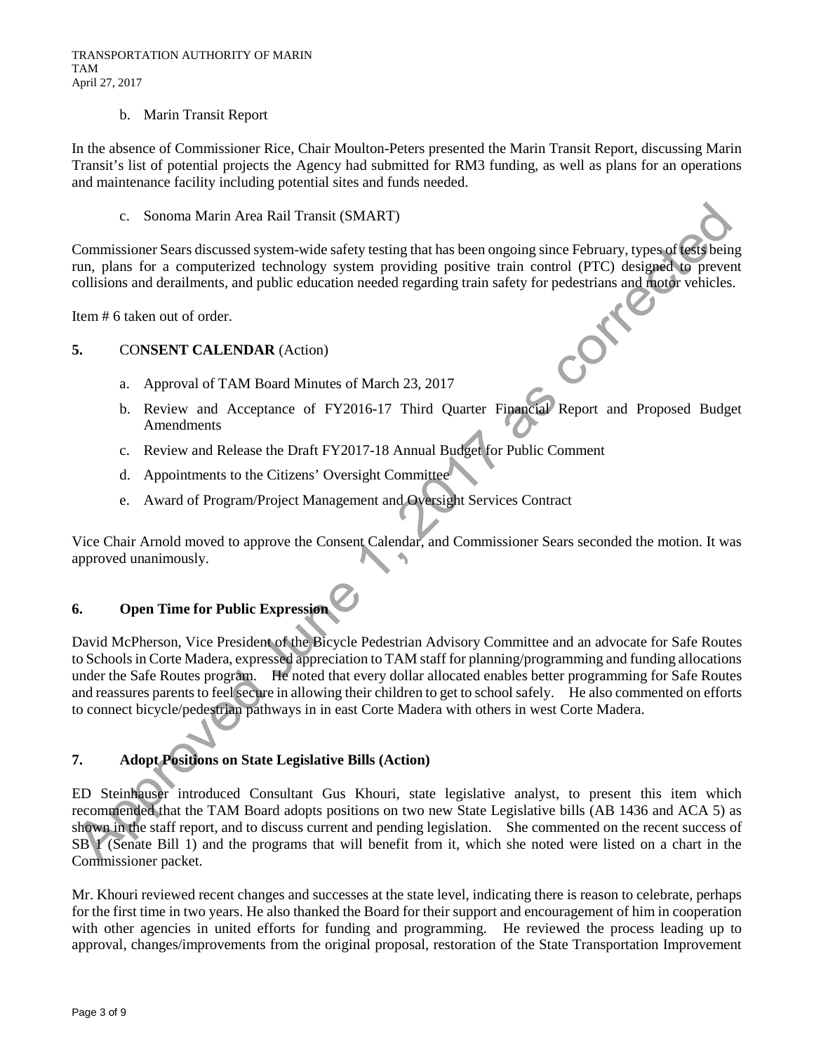b. Marin Transit Report

In the absence of Commissioner Rice, Chair Moulton-Peters presented the Marin Transit Report, discussing Marin Transit's list of potential projects the Agency had submitted for RM3 funding, as well as plans for an operations and maintenance facility including potential sites and funds needed.

c. Sonoma Marin Area Rail Transit (SMART)

Commissioner Sears discussed system-wide safety testing that has been ongoing since February, types of tests being run, plans for a computerized technology system providing positive train control (PTC) designed to prevent collisions and derailments, and public education needed regarding train safety for pedestrians and motor vehicles.

Item # 6 taken out of order.

## 5. CONSENT CALENDAR (Action)

a. Approval of TAM Board Minutes of March 23, 2017

b. Review and Acceptance of FY2016-17 Third Quarter Financial Report and Proposed Budget Amendments

c. Review and Release the Draft FY2017-18 Annual Budget for Public Comment

d. Appointments to the Citizens' Oversight Committee

e. Award of Program/Project Management and Oversight Services Contract

Vice Chair Arnold moved to approve the Consent Calendar, and Commissioner Sears seconded the motion. It was approved unanimously.

## 6. Open Time for Public Expression

David McPherson, Vice President of the Bicycle Pedestrian Advisory Committee and an advocate for Safe Routes to Schools in Corte Madera, expressed appreciation to TAM staff for planning/programming and funding allocations under the Safe Routes program. He noted that every dollar allocated enables better programming for Safe Routes and reassures parents to feel secure in allowing their children to get to school safely. He also commented on efforts to connect bicycle/pedestrian pathways in in east Corte Madera with others in west Corte Madera.

## 7. Adopt Positions on State Legislative Bills (Action)

ED Steinhauser introduced Consultant Gus Khouri, state legislative analyst, to present this item which recommended that the TAM Board adopts positions on two new State Legislative bills (AB 1436 and ACA 5) as shown in the staff report, and to discuss current and pending legislation. She commented on the recent success of SB 1 (Senate Bill 1) and the programs that will benefit from it, which she noted were listed on a chart in the Commissioner packet.

Mr. Khouri reviewed recent changes and successes at the state level, indicating there is reason to celebrate, perhaps for the first time in two years. He also thanked the Board for their support and encouragement of him in cooperation with other agencies in united efforts for funding and programming. He reviewed the process leading up to approval, changes/improvements from the original proposal, restoration of the State Transportation Improvement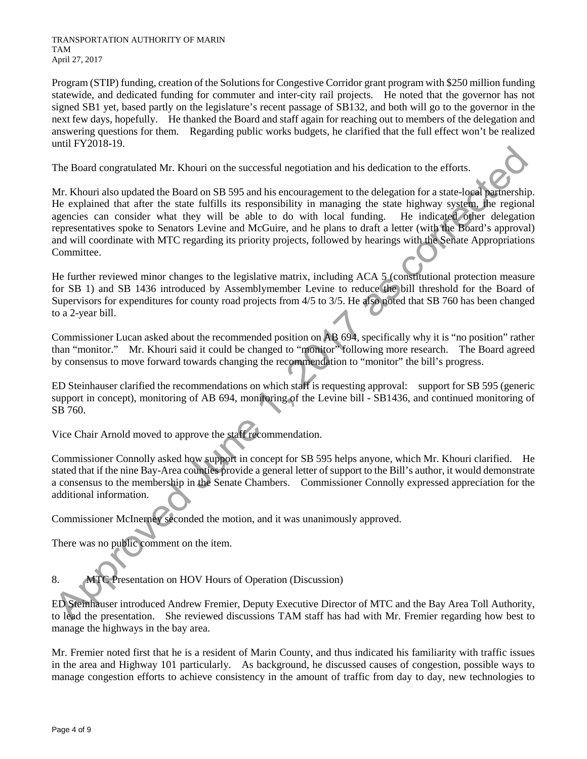Program (STIP) funding, creation of the Solutions for Congestive Corridor grant program with $250 million funding statewide, and dedicated funding for commuter and inter-city rail projects. He noted that the governor has not signed SB1 yet, based partly on the legislature's recent passage of SB132, and both will go to the governor in the next few days, hopefully. He thanked the Board and staff again for reaching out to members of the delegation and answering questions for them. Regarding public works budgets, he clarified that the full effect won't be realized until FY2018-19.

The Board congratulated Mr. Khouri on the successful negotiation and his dedication to the efforts.

Mr. Khouri also updated the Board on SB 595 and his encouragement to the delegation for a state-local partnership. He explained that after the state fulfills its responsibility in managing the state highway system, the regional agencies can consider what they will be able to do with local funding. He indicated other delegation representatives spoke to Senators Levine and McGuire, and he plans to draft a letter (with the Board's approval) and will coordinate with MTC regarding its priority projects, followed by hearings with the Senate Appropriations Committee.

He further reviewed minor changes to the legislative matrix, including ACA 5 (constitutional protection measure for SB 1) and SB 1436 introduced by Assemblymember Levine to reduce the bill threshold for the Board of Supervisors for expenditures for county road projects from 4/5 to 3/5. He also noted that SB 760 has been changed to a 2-year bill.

Commissioner Lucan asked about the recommended position on AB 694, specifically why it is "no position" rather than "monitor." Mr. Khouri said it could be changed to "monitor" following more research. The Board agreed by consensus to move forward towards changing the recommendation to "monitor" the bill's progress.

ED Steinhauser clarified the recommendations on which staff is requesting approval: support for SB 595 (generic support in concept), monitoring of AB 694, monitoring of the Levine bill - SB1436, and continued monitoring of SB 760.

Vice Chair Arnold moved to approve the staff recommendation.

Commissioner Connolly asked how support in concept for SB 595 helps anyone, which Mr. Khouri clarified. He stated that if the nine Bay-Area counties provide a general letter of support to the Bill's author, it would demonstrate a consensus to the membership in the Senate Chambers. Commissioner Connolly expressed appreciation for the additional information.

Commissioner McInerney seconded the motion, and it was unanimously approved.

There was no public comment on the item.

8. MTC Presentation on HOV Hours of Operation (Discussion)

ED Steinhauser introduced Andrew Fremier, Deputy Executive Director of MTC and the Bay Area Toll Authority, to lead the presentation. She reviewed discussions TAM staff has had with Mr. Fremier regarding how best to manage the highways in the bay area.

Mr. Fremier noted first that he is a resident of Marin County, and thus indicated his familiarity with traffic issues in the area and Highway 101 particularly. As background, he discussed causes of congestion, possible ways to manage congestion efforts to achieve consistency in the amount of traffic from day to day, new technologies to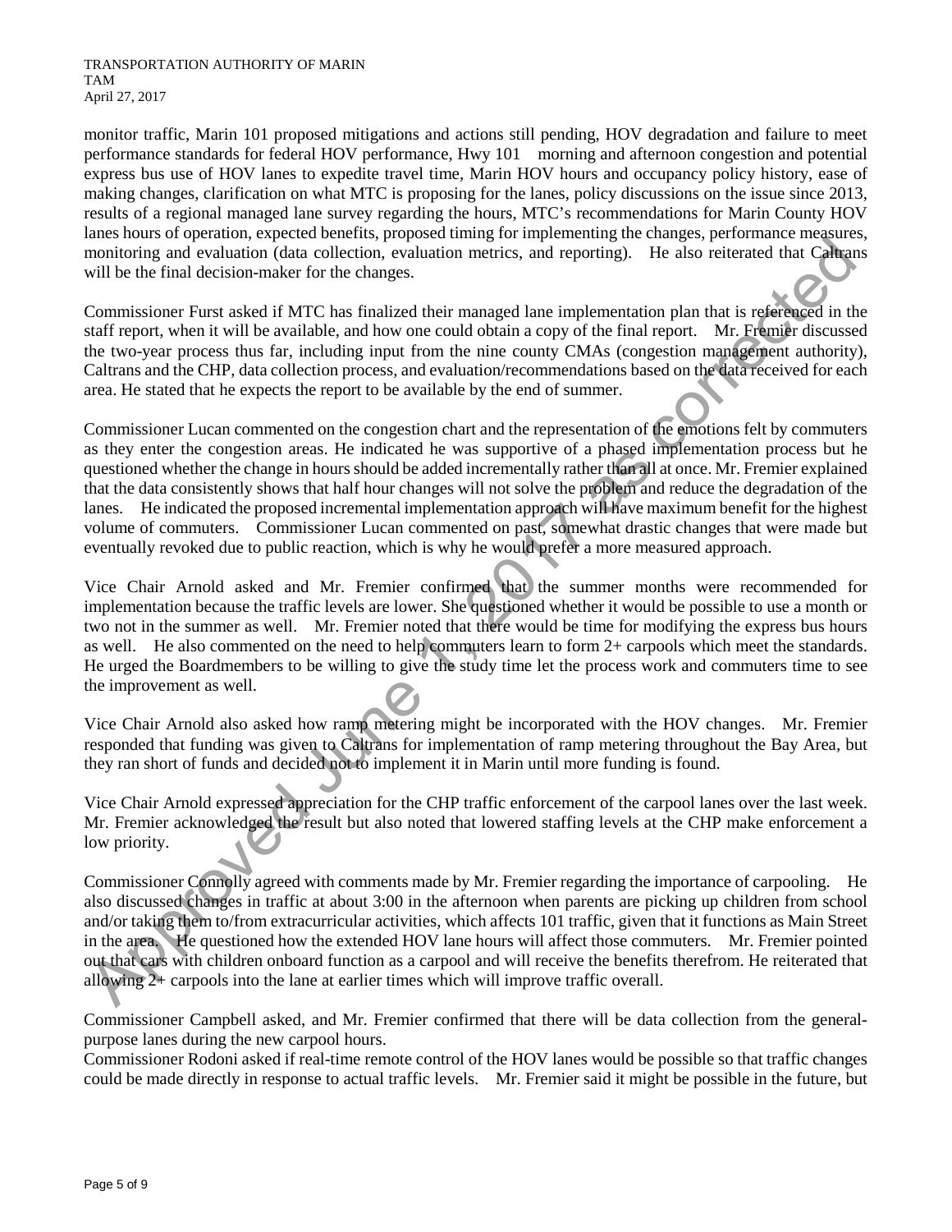monitor traffic, Marin 101 proposed mitigations and actions still pending, HOV degradation and failure to meet performance standards for federal HOV performance, Hwy 101 morning and afternoon congestion and potential express bus use of HOV lanes to expedite travel time, Marin HOV hours and occupancy policy history, ease of making changes, clarification on what MTC is proposing for the lanes, policy discussions on the issue since 2013, results of a regional managed lane survey regarding the hours, MTC's recommendations for Marin County HOV lanes hours of operation, expected benefits, proposed timing for implementing the changes, performance measures, monitoring and evaluation (data collection, evaluation metrics, and reporting). He also reiterated that Caltrans will be the final decision-maker for the changes.

Commissioner Furst asked if MTC has finalized their managed lane implementation plan that is referenced in the staff report, when it will be available, and how one could obtain a copy of the final report. Mr. Fremier discussed the two-year process thus far, including input from the nine county CMAs (congestion management authority), Caltrans and the CHP, data collection process, and evaluation/recommendations based on the data received for each area. He stated that he expects the report to be available by the end of summer.

Commissioner Lucan commented on the congestion chart and the representation of the emotions felt by commuters as they enter the congestion areas. He indicated he was supportive of a phased implementation process but he questioned whether the change in hours should be added incrementally rather than all at once. Mr. Fremier explained that the data consistently shows that half hour changes will not solve the problem and reduce the degradation of the lanes. He indicated the proposed incremental implementation approach will have maximum benefit for the highest volume of commuters. Commissioner Lucan commented on past, somewhat drastic changes that were made but eventually revoked due to public reaction, which is why he would prefer a more measured approach.

Vice Chair Arnold asked and Mr. Fremier confirmed that the summer months were recommended for implementation because the traffic levels are lower. She questioned whether it would be possible to use a month or two not in the summer as well. Mr. Fremier noted that there would be time for modifying the express bus hours as well. He also commented on the need to help commuters learn to form 2+ carpools which meet the standards. He urged the Boardmembers to be willing to give the study time let the process work and commuters time to see the improvement as well.

Vice Chair Arnold also asked how ramp metering might be incorporated with the HOV changes. Mr. Fremier responded that funding was given to Caltrans for implementation of ramp metering throughout the Bay Area, but they ran short of funds and decided not to implement it in Marin until more funding is found.

Vice Chair Arnold expressed appreciation for the CHP traffic enforcement of the carpool lanes over the last week. Mr. Fremier acknowledged the result but also noted that lowered staffing levels at the CHP make enforcement a low priority.

Commissioner Connolly agreed with comments made by Mr. Fremier regarding the importance of carpooling. He also discussed changes in traffic at about 3:00 in the afternoon when parents are picking up children from school and/or taking them to/from extracurricular activities, which affects 101 traffic, given that it functions as Main Street in the area. He questioned how the extended HOV lane hours will affect those commuters. Mr. Fremier pointed out that cars with children onboard function as a carpool and will receive the benefits therefrom. He reiterated that allowing 2+ carpools into the lane at earlier times which will improve traffic overall.

Commissioner Campbell asked, and Mr. Fremier confirmed that there will be data collection from the general-purpose lanes during the new carpool hours.

Commissioner Rodoni asked if real-time remote control of the HOV lanes would be possible so that traffic changes could be made directly in response to actual traffic levels. Mr. Fremier said it might be possible in the future, but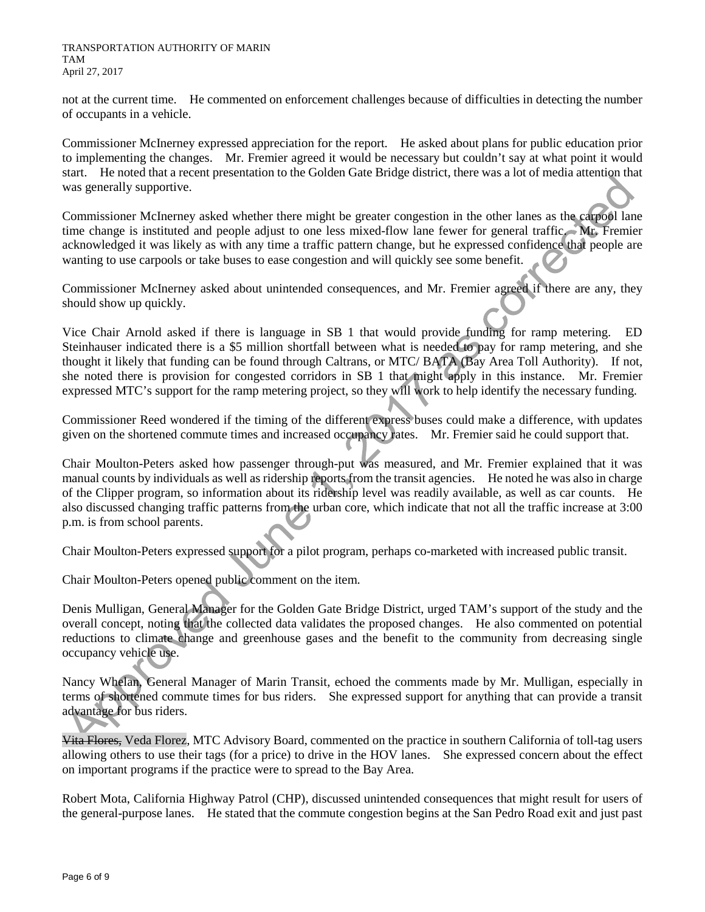not at the current time. He commented on enforcement challenges because of difficulties in detecting the number of occupants in a vehicle.

Commissioner McInerney expressed appreciation for the report. He asked about plans for public education prior to implementing the changes. Mr. Fremier agreed it would be necessary but couldn't say at what point it would start. He noted that a recent presentation to the Golden Gate Bridge district, there was a lot of media attention that was generally supportive.

Commissioner McInerney asked whether there might be greater congestion in the other lanes as the carpool lane time change is instituted and people adjust to one less mixed-flow lane fewer for general traffic. Mr. Fremier acknowledged it was likely as with any time a traffic pattern change, but he expressed confidence that people are wanting to use carpools or take buses to ease congestion and will quickly see some benefit.

Commissioner McInerney asked about unintended consequences, and Mr. Fremier agreed if there are any, they should show up quickly.

Vice Chair Arnold asked if there is language in SB 1 that would provide funding for ramp metering. ED Steinhauser indicated there is a $5 million shortfall between what is needed to pay for ramp metering, and she thought it likely that funding can be found through Caltrans, or MTC/ BATA (Bay Area Toll Authority). If not, she noted there is provision for congested corridors in SB 1 that might apply in this instance. Mr. Fremier expressed MTC's support for the ramp metering project, so they will work to help identify the necessary funding.

Commissioner Reed wondered if the timing of the different express buses could make a difference, with updates given on the shortened commute times and increased occupancy rates. Mr. Fremier said he could support that.

Chair Moulton-Peters asked how passenger through-put was measured, and Mr. Fremier explained that it was manual counts by individuals as well as ridership reports from the transit agencies. He noted he was also in charge of the Clipper program, so information about its ridership level was readily available, as well as car counts. He also discussed changing traffic patterns from the urban core, which indicate that not all the traffic increase at 3:00 p.m. is from school parents.

Chair Moulton-Peters expressed support for a pilot program, perhaps co-marketed with increased public transit.

Chair Moulton-Peters opened public comment on the item.

Denis Mulligan, General Manager for the Golden Gate Bridge District, urged TAM's support of the study and the overall concept, noting that the collected data validates the proposed changes. He also commented on potential reductions to climate change and greenhouse gases and the benefit to the community from decreasing single occupancy vehicle use.

Nancy Whelan, General Manager of Marin Transit, echoed the comments made by Mr. Mulligan, especially in terms of shortened commute times for bus riders. She expressed support for anything that can provide a transit advantage for bus riders.

~~Vita Flores,~~ Veda Florez, MTC Advisory Board, commented on the practice in southern California of toll-tag users allowing others to use their tags (for a price) to drive in the HOV lanes. She expressed concern about the effect on important programs if the practice were to spread to the Bay Area.

Robert Mota, California Highway Patrol (CHP), discussed unintended consequences that might result for users of the general-purpose lanes. He stated that the commute congestion begins at the San Pedro Road exit and just past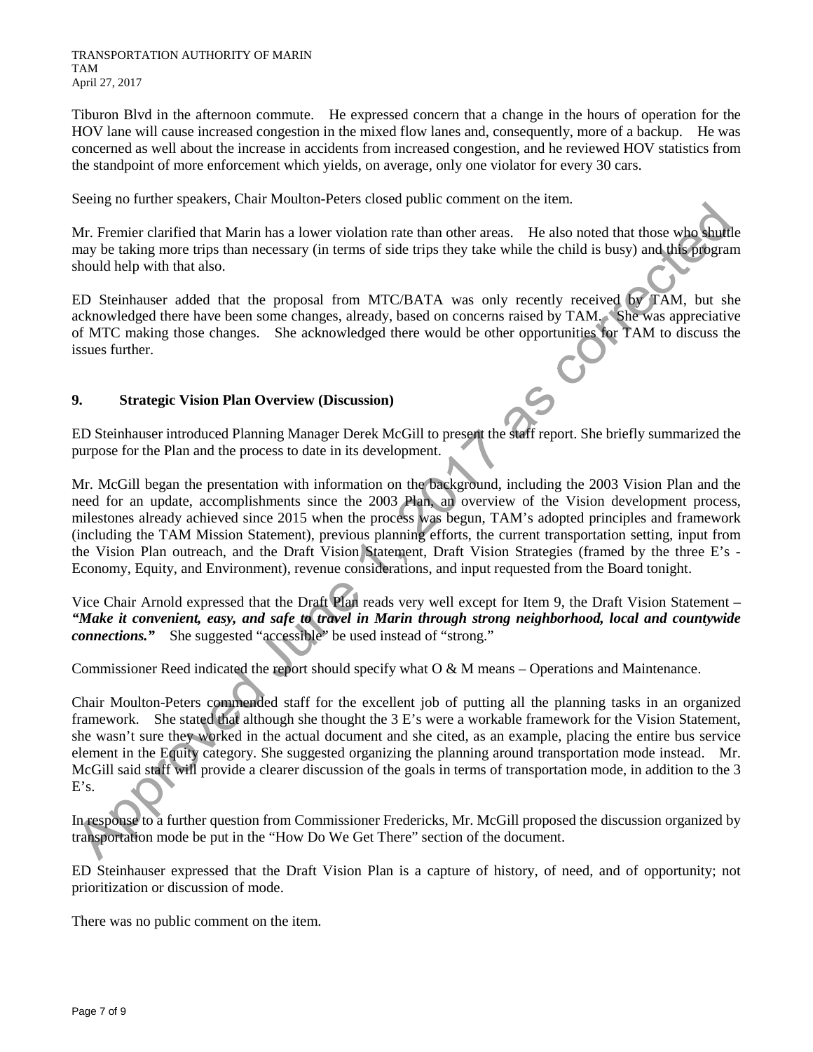Tiburon Blvd in the afternoon commute. He expressed concern that a change in the hours of operation for the HOV lane will cause increased congestion in the mixed flow lanes and, consequently, more of a backup. He was concerned as well about the increase in accidents from increased congestion, and he reviewed HOV statistics from the standpoint of more enforcement which yields, on average, only one violator for every 30 cars.

Seeing no further speakers, Chair Moulton-Peters closed public comment on the item.

Mr. Fremier clarified that Marin has a lower violation rate than other areas. He also noted that those who shuttle may be taking more trips than necessary (in terms of side trips they take while the child is busy) and this program should help with that also.

ED Steinhauser added that the proposal from MTC/BATA was only recently received by TAM, but she acknowledged there have been some changes, already, based on concerns raised by TAM. She was appreciative of MTC making those changes. She acknowledged there would be other opportunities for TAM to discuss the issues further.

## 9. Strategic Vision Plan Overview (Discussion)

ED Steinhauser introduced Planning Manager Derek McGill to present the staff report. She briefly summarized the purpose for the Plan and the process to date in its development.

Mr. McGill began the presentation with information on the background, including the 2003 Vision Plan and the need for an update, accomplishments since the 2003 Plan, an overview of the Vision development process, milestones already achieved since 2015 when the process was begun, TAM's adopted principles and framework (including the TAM Mission Statement), previous planning efforts, the current transportation setting, input from the Vision Plan outreach, and the Draft Vision Statement, Draft Vision Strategies (framed by the three E's - Economy, Equity, and Environment), revenue considerations, and input requested from the Board tonight.

Vice Chair Arnold expressed that the Draft Plan reads very well except for Item 9, the Draft Vision Statement – ***"Make it convenient, easy, and safe to travel in Marin through strong neighborhood, local and countywide connections."*** She suggested "accessible" be used instead of "strong."

Commissioner Reed indicated the report should specify what O & M means – Operations and Maintenance.

Chair Moulton-Peters commended staff for the excellent job of putting all the planning tasks in an organized framework. She stated that although she thought the 3 E's were a workable framework for the Vision Statement, she wasn't sure they worked in the actual document and she cited, as an example, placing the entire bus service element in the Equity category. She suggested organizing the planning around transportation mode instead. Mr. McGill said staff will provide a clearer discussion of the goals in terms of transportation mode, in addition to the 3 E's.

In response to a further question from Commissioner Fredericks, Mr. McGill proposed the discussion organized by transportation mode be put in the "How Do We Get There" section of the document.

ED Steinhauser expressed that the Draft Vision Plan is a capture of history, of need, and of opportunity; not prioritization or discussion of mode.

There was no public comment on the item.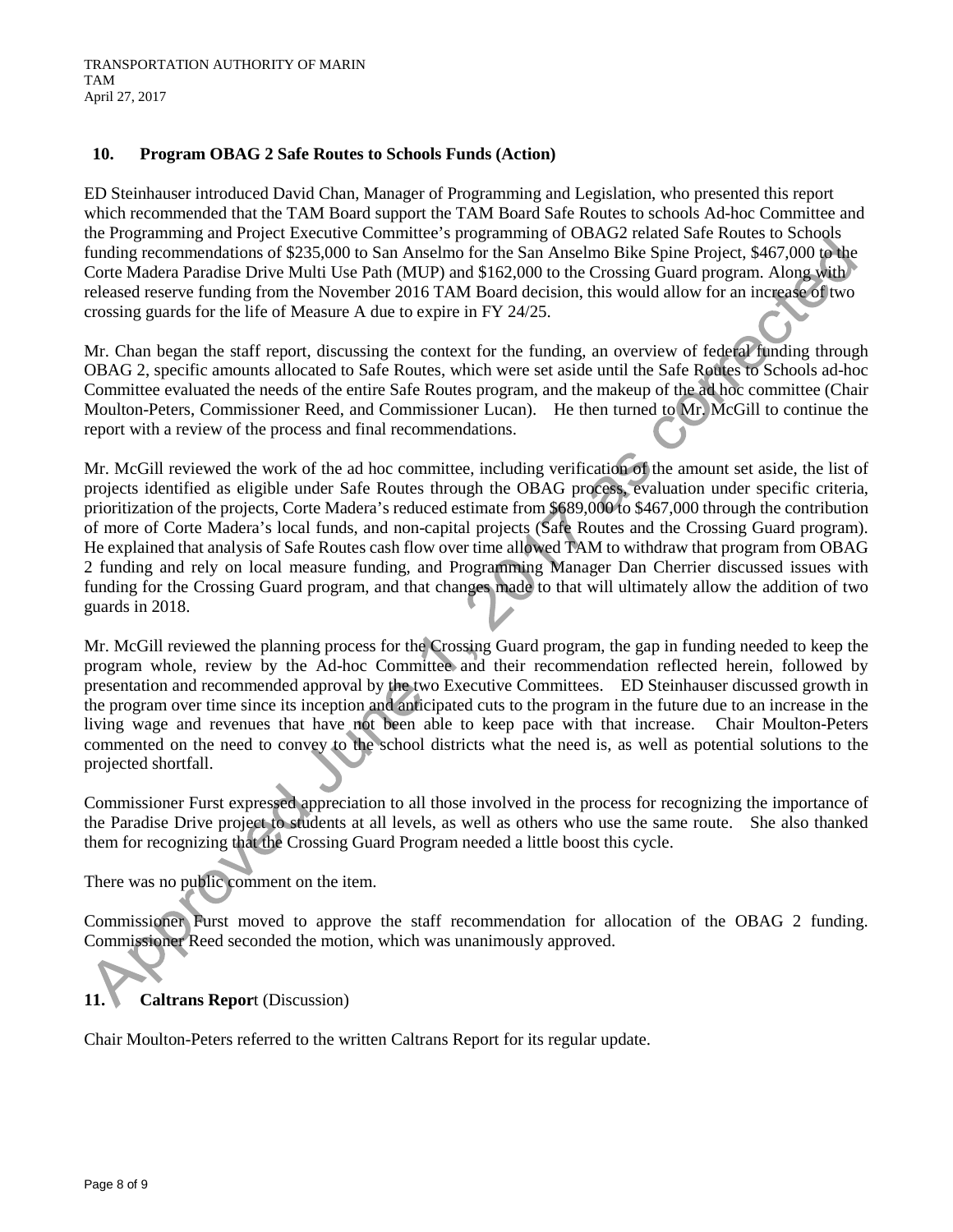## 10. Program OBAG 2 Safe Routes to Schools Funds (Action)

ED Steinhauser introduced David Chan, Manager of Programming and Legislation, who presented this report which recommended that the TAM Board support the TAM Board Safe Routes to schools Ad-hoc Committee and the Programming and Project Executive Committee's programming of OBAG2 related Safe Routes to Schools funding recommendations of $235,000 to San Anselmo for the San Anselmo Bike Spine Project, $467,000 to the Corte Madera Paradise Drive Multi Use Path (MUP) and $162,000 to the Crossing Guard program. Along with released reserve funding from the November 2016 TAM Board decision, this would allow for an increase of two crossing guards for the life of Measure A due to expire in FY 24/25.

Mr. Chan began the staff report, discussing the context for the funding, an overview of federal funding through OBAG 2, specific amounts allocated to Safe Routes, which were set aside until the Safe Routes to Schools ad-hoc Committee evaluated the needs of the entire Safe Routes program, and the makeup of the ad hoc committee (Chair Moulton-Peters, Commissioner Reed, and Commissioner Lucan). He then turned to Mr. McGill to continue the report with a review of the process and final recommendations.

Mr. McGill reviewed the work of the ad hoc committee, including verification of the amount set aside, the list of projects identified as eligible under Safe Routes through the OBAG process, evaluation under specific criteria, prioritization of the projects, Corte Madera's reduced estimate from $689,000 to $467,000 through the contribution of more of Corte Madera's local funds, and non-capital projects (Safe Routes and the Crossing Guard program). He explained that analysis of Safe Routes cash flow over time allowed TAM to withdraw that program from OBAG 2 funding and rely on local measure funding, and Programming Manager Dan Cherrier discussed issues with funding for the Crossing Guard program, and that changes made to that will ultimately allow the addition of two guards in 2018.

Mr. McGill reviewed the planning process for the Crossing Guard program, the gap in funding needed to keep the program whole, review by the Ad-hoc Committee and their recommendation reflected herein, followed by presentation and recommended approval by the two Executive Committees. ED Steinhauser discussed growth in the program over time since its inception and anticipated cuts to the program in the future due to an increase in the living wage and revenues that have not been able to keep pace with that increase. Chair Moulton-Peters commented on the need to convey to the school districts what the need is, as well as potential solutions to the projected shortfall.

Commissioner Furst expressed appreciation to all those involved in the process for recognizing the importance of the Paradise Drive project to students at all levels, as well as others who use the same route. She also thanked them for recognizing that the Crossing Guard Program needed a little boost this cycle.

There was no public comment on the item.

Commissioner Furst moved to approve the staff recommendation for allocation of the OBAG 2 funding. Commissioner Reed seconded the motion, which was unanimously approved.

## 11. Caltrans Report (Discussion)

Chair Moulton-Peters referred to the written Caltrans Report for its regular update.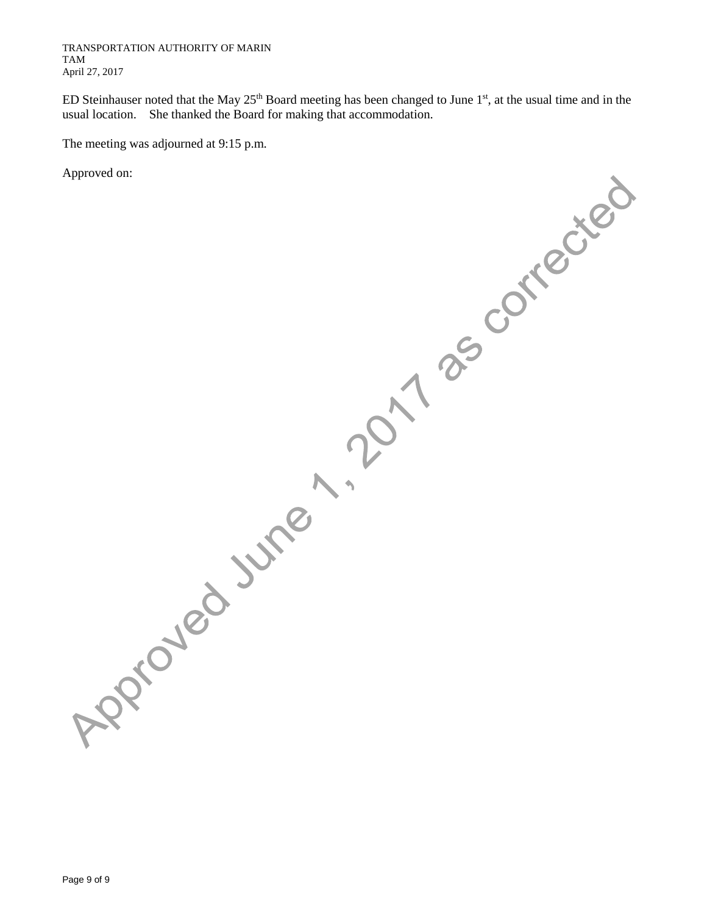ED Steinhauser noted that the May 25th Board meeting has been changed to June 1st, at the usual time and in the usual location. She thanked the Board for making that accommodation.

The meeting was adjourned at 9:15 p.m.

Approved on:

Approved June 1, 2017 as corrected